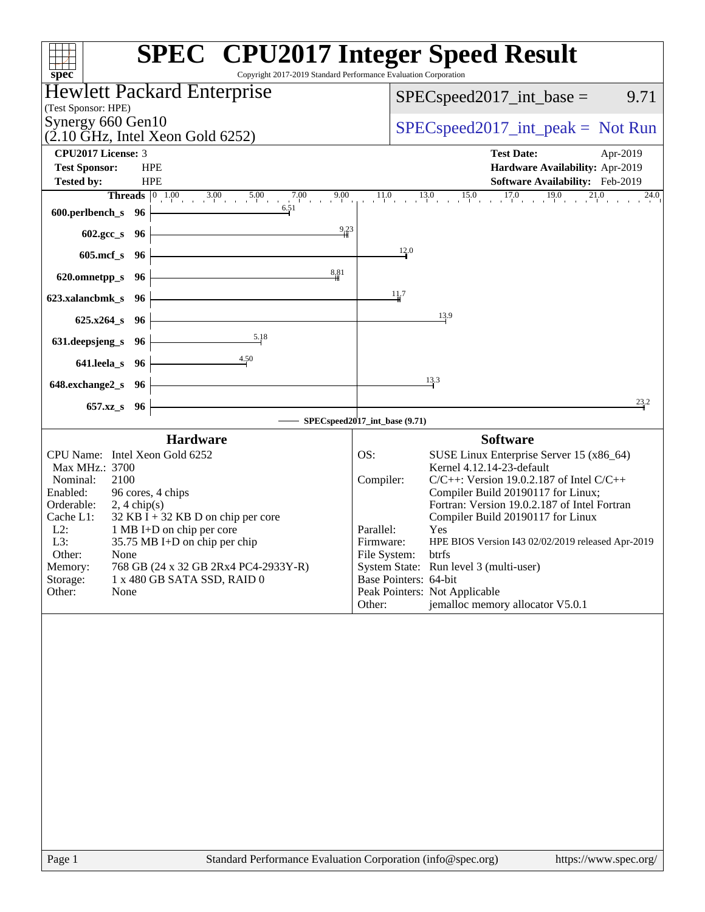# SPEC CPU2017 Integer Speed Result

Copyright 2017-2019 Standard Performance Evaluation Corporation

**Hewlett Packard Enterprise**
(Test Sponsor: HPE)

**Synergy 660 Gen10**
(2.10 GHz, Intel Xeon Gold 6252)

SPECspeed2017_int_base = 9.71

SPECspeed2017_int_peak = Not Run

| | | | |
|---|---|---|---|
| **CPU2017 License:** | 3 | **Test Date:** | Apr-2019 |
| **Test Sponsor:** | HPE | **Hardware Availability:** | Apr-2019 |
| **Tested by:** | HPE | **Software Availability:** | Feb-2019 |

| Benchmark | Threads | Base Ratio |
|---|---|---|
| 600.perlbench_s | 96 | 6.51 |
| 602.gcc_s | 96 | 9.23 |
| 605.mcf_s | 96 | 12.0 |
| 620.omnetpp_s | 96 | 8.81 |
| 623.xalancbmk_s | 96 | 11.7 |
| 625.x264_s | 96 | 13.9 |
| 631.deepsjeng_s | 96 | 5.18 |
| 641.leela_s | 96 | 4.50 |
| 648.exchange2_s | 96 | 13.3 |
| 657.xz_s | 96 | 23.2 |

SPECspeed2017_int_base (9.71)

## Hardware

| | |
|---|---|
| CPU Name: | Intel Xeon Gold 6252 |
| Max MHz.: | 3700 |
| Nominal: | 2100 |
| Enabled: | 96 cores, 4 chips |
| Orderable: | 2, 4 chip(s) |
| Cache L1: | 32 KB I + 32 KB D on chip per core |
| L2: | 1 MB I+D on chip per core |
| L3: | 35.75 MB I+D on chip per chip |
| Other: | None |
| Memory: | 768 GB (24 x 32 GB 2Rx4 PC4-2933Y-R) |
| Storage: | 1 x 480 GB SATA SSD, RAID 0 |
| Other: | None |

## Software

| | |
|---|---|
| OS: | SUSE Linux Enterprise Server 15 (x86_64) Kernel 4.12.14-23-default |
| Compiler: | C/C++: Version 19.0.2.187 of Intel C/C++ Compiler Build 20190117 for Linux; Fortran: Version 19.0.2.187 of Intel Fortran Compiler Build 20190117 for Linux |
| Parallel: | Yes |
| Firmware: | HPE BIOS Version I43 02/02/2019 released Apr-2019 |
| File System: | btrfs |
| System State: | Run level 3 (multi-user) |
| Base Pointers: | 64-bit |
| Peak Pointers: | Not Applicable |
| Other: | jemalloc memory allocator V5.0.1 |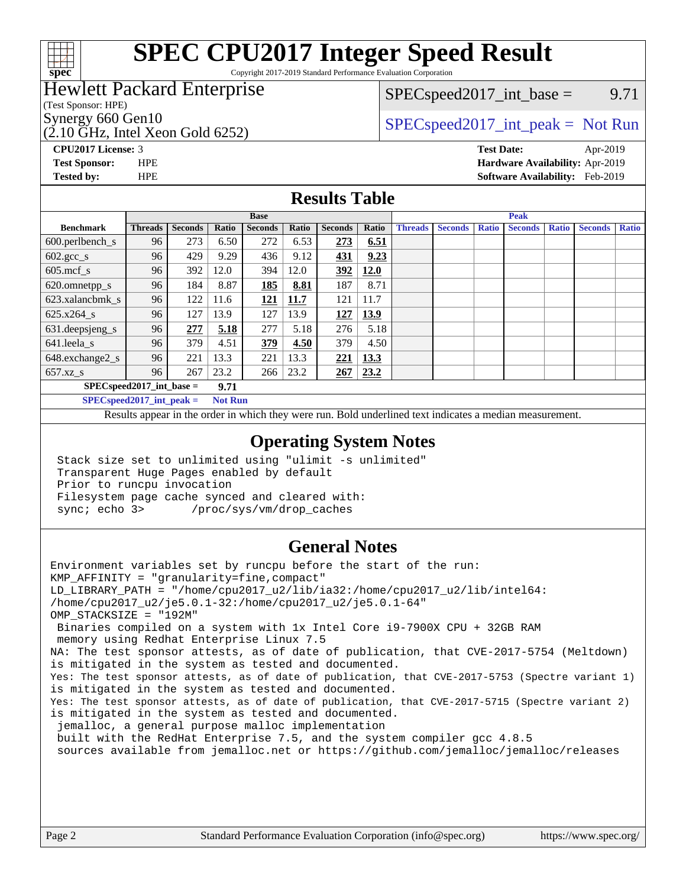# SPEC CPU2017 Integer Speed Result

Copyright 2017-2019 Standard Performance Evaluation Corporation

**Hewlett Packard Enterprise**
(Test Sponsor: HPE)
Synergy 660 Gen10
(2.10 GHz, Intel Xeon Gold 6252)

SPECspeed2017_int_base = 9.71

SPECspeed2017_int_peak = Not Run

**CPU2017 License:** 3
**Test Sponsor:** HPE
**Tested by:** HPE

**Test Date:** Apr-2019
**Hardware Availability:** Apr-2019
**Software Availability:** Feb-2019

## Results Table

| | Base | | | | | | | Peak | | | | | | |
|---|---|---|---|---|---|---|---|---|---|---|---|---|---|---|
| **Benchmark** | **Threads** | **Seconds** | **Ratio** | **Seconds** | **Ratio** | **Seconds** | **Ratio** | **Threads** | **Seconds** | **Ratio** | **Seconds** | **Ratio** | **Seconds** | **Ratio** |
| 600.perlbench_s | 96 | 273 | 6.50 | 272 | 6.53 | **273** | **6.51** | | | | | | | |
| 602.gcc_s | 96 | 429 | 9.29 | 436 | 9.12 | **431** | **9.23** | | | | | | | |
| 605.mcf_s | 96 | 392 | 12.0 | 394 | 12.0 | **392** | **12.0** | | | | | | | |
| 620.omnetpp_s | 96 | 184 | 8.87 | **185** | **8.81** | 187 | 8.71 | | | | | | | |
| 623.xalancbmk_s | 96 | 122 | 11.6 | **121** | **11.7** | 121 | 11.7 | | | | | | | |
| 625.x264_s | 96 | 127 | 13.9 | 127 | 13.9 | **127** | **13.9** | | | | | | | |
| 631.deepsjeng_s | 96 | **277** | **5.18** | 277 | 5.18 | 276 | 5.18 | | | | | | | |
| 641.leela_s | 96 | 379 | 4.51 | **379** | **4.50** | 379 | 4.50 | | | | | | | |
| 648.exchange2_s | 96 | 221 | 13.3 | 221 | 13.3 | **221** | **13.3** | | | | | | | |
| 657.xz_s | 96 | 267 | 23.2 | 266 | 23.2 | **267** | **23.2** | | | | | | | |

**SPECspeed2017_int_base = 9.71**

**SPECspeed2017_int_peak = Not Run**

Results appear in the order in which they were run. Bold underlined text indicates a median measurement.

## Operating System Notes

```
Stack size set to unlimited using "ulimit -s unlimited"
Transparent Huge Pages enabled by default
Prior to runcpu invocation
Filesystem page cache synced and cleared with:
sync; echo 3>       /proc/sys/vm/drop_caches
```

## General Notes

```
Environment variables set by runcpu before the start of the run:
KMP_AFFINITY = "granularity=fine,compact"
LD_LIBRARY_PATH = "/home/cpu2017_u2/lib/ia32:/home/cpu2017_u2/lib/intel64:
/home/cpu2017_u2/je5.0.1-32:/home/cpu2017_u2/je5.0.1-64"
OMP_STACKSIZE = "192M"
 Binaries compiled on a system with 1x Intel Core i9-7900X CPU + 32GB RAM
 memory using Redhat Enterprise Linux 7.5
NA: The test sponsor attests, as of date of publication, that CVE-2017-5754 (Meltdown)
is mitigated in the system as tested and documented.
Yes: The test sponsor attests, as of date of publication, that CVE-2017-5753 (Spectre variant 1)
is mitigated in the system as tested and documented.
Yes: The test sponsor attests, as of date of publication, that CVE-2017-5715 (Spectre variant 2)
is mitigated in the system as tested and documented.
 jemalloc, a general purpose malloc implementation
 built with the RedHat Enterprise 7.5, and the system compiler gcc 4.8.5
 sources available from jemalloc.net or https://github.com/jemalloc/jemalloc/releases
```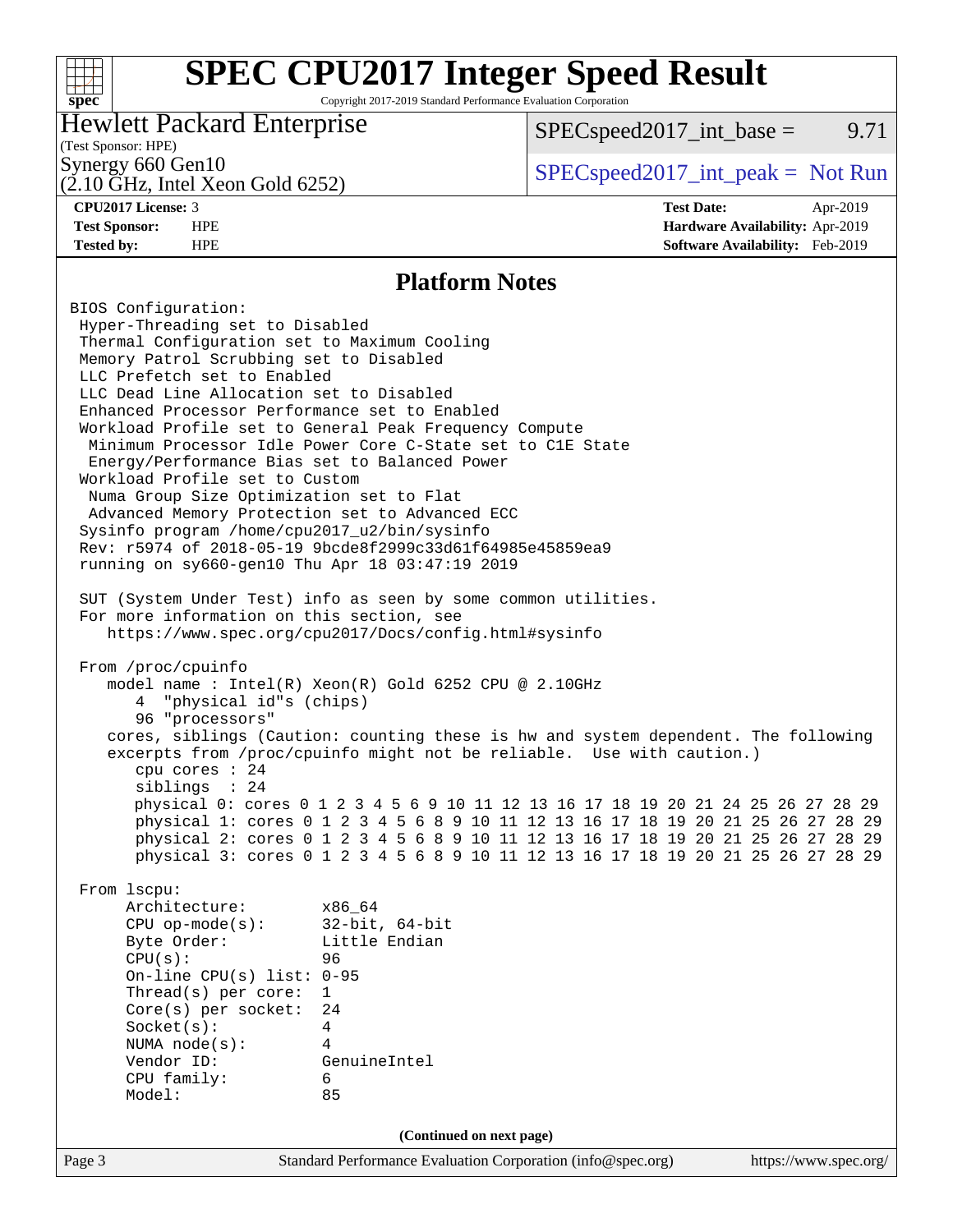# SPEC CPU2017 Integer Speed Result

Copyright 2017-2019 Standard Performance Evaluation Corporation

**Hewlett Packard Enterprise**
(Test Sponsor: HPE)
Synergy 660 Gen10
(2.10 GHz, Intel Xeon Gold 6252)

SPECspeed2017_int_base = 9.71

SPECspeed2017_int_peak = Not Run

| | | | |
|---|---|---|---|
| **CPU2017 License:** | 3 | **Test Date:** | Apr-2019 |
| **Test Sponsor:** | HPE | **Hardware Availability:** | Apr-2019 |
| **Tested by:** | HPE | **Software Availability:** | Feb-2019 |

## Platform Notes

```
BIOS Configuration:
 Hyper-Threading set to Disabled
 Thermal Configuration set to Maximum Cooling
 Memory Patrol Scrubbing set to Disabled
 LLC Prefetch set to Enabled
 LLC Dead Line Allocation set to Disabled
 Enhanced Processor Performance set to Enabled
 Workload Profile set to General Peak Frequency Compute
  Minimum Processor Idle Power Core C-State set to C1E State
  Energy/Performance Bias set to Balanced Power
 Workload Profile set to Custom
  Numa Group Size Optimization set to Flat
  Advanced Memory Protection set to Advanced ECC
 Sysinfo program /home/cpu2017_u2/bin/sysinfo
 Rev: r5974 of 2018-05-19 9bcde8f2999c33d61f64985e45859ea9
 running on sy660-gen10 Thu Apr 18 03:47:19 2019

 SUT (System Under Test) info as seen by some common utilities.
 For more information on this section, see
    https://www.spec.org/cpu2017/Docs/config.html#sysinfo

 From /proc/cpuinfo
    model name : Intel(R) Xeon(R) Gold 6252 CPU @ 2.10GHz
       4  "physical id"s (chips)
       96 "processors"
    cores, siblings (Caution: counting these is hw and system dependent. The following
    excerpts from /proc/cpuinfo might not be reliable.  Use with caution.)
       cpu cores : 24
       siblings  : 24
       physical 0: cores 0 1 2 3 4 5 6 9 10 11 12 13 16 17 18 19 20 21 24 25 26 27 28 29
       physical 1: cores 0 1 2 3 4 5 6 8 9 10 11 12 13 16 17 18 19 20 21 25 26 27 28 29
       physical 2: cores 0 1 2 3 4 5 6 8 9 10 11 12 13 16 17 18 19 20 21 25 26 27 28 29
       physical 3: cores 0 1 2 3 4 5 6 8 9 10 11 12 13 16 17 18 19 20 21 25 26 27 28 29

 From lscpu:
      Architecture:        x86_64
      CPU op-mode(s):      32-bit, 64-bit
      Byte Order:          Little Endian
      CPU(s):              96
      On-line CPU(s) list: 0-95
      Thread(s) per core:  1
      Core(s) per socket:  24
      Socket(s):           4
      NUMA node(s):        4
      Vendor ID:           GenuineIntel
      CPU family:          6
      Model:               85
```

(Continued on next page)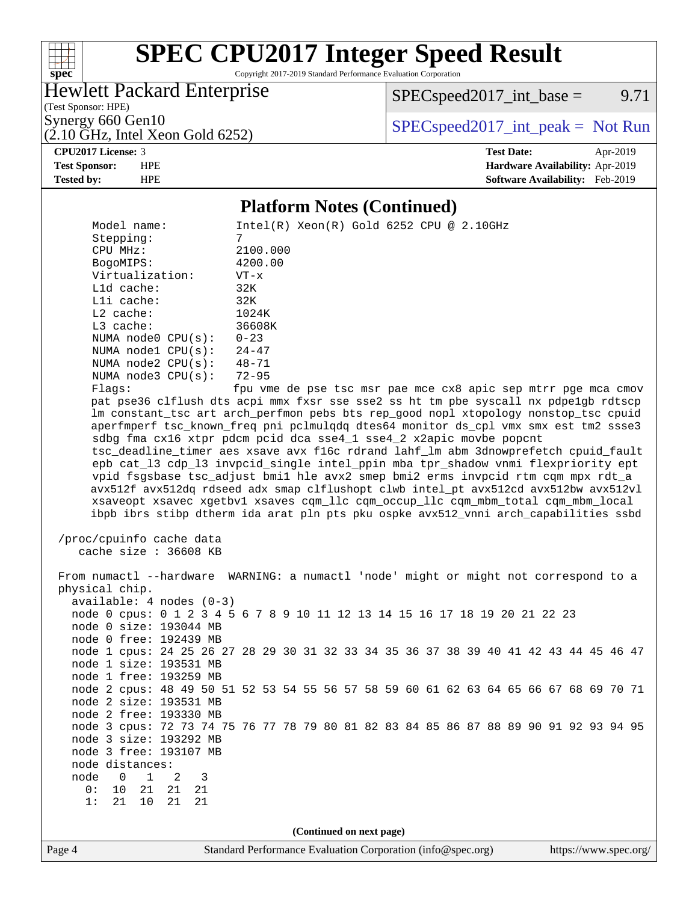# SPEC CPU2017 Integer Speed Result

Copyright 2017-2019 Standard Performance Evaluation Corporation

**Hewlett Packard Enterprise**
(Test Sponsor: HPE)
Synergy 660 Gen10
(2.10 GHz, Intel Xeon Gold 6252)

SPECspeed2017_int_base = 9.71

SPECspeed2017_int_peak = Not Run

| | | | |
|---|---|---|---|
| **CPU2017 License:** | 3 | **Test Date:** | Apr-2019 |
| **Test Sponsor:** | HPE | **Hardware Availability:** | Apr-2019 |
| **Tested by:** | HPE | **Software Availability:** | Feb-2019 |

## Platform Notes (Continued)

```
    Model name:          Intel(R) Xeon(R) Gold 6252 CPU @ 2.10GHz
    Stepping:            7
    CPU MHz:             2100.000
    BogoMIPS:            4200.00
    Virtualization:      VT-x
    L1d cache:           32K
    L1i cache:           32K
    L2 cache:            1024K
    L3 cache:            36608K
    NUMA node0 CPU(s):   0-23
    NUMA node1 CPU(s):   24-47
    NUMA node2 CPU(s):   48-71
    NUMA node3 CPU(s):   72-95
    Flags:               fpu vme de pse tsc msr pae mce cx8 apic sep mtrr pge mca cmov
    pat pse36 clflush dts acpi mmx fxsr sse sse2 ss ht tm pbe syscall nx pdpe1gb rdtscp
    lm constant_tsc art arch_perfmon pebs bts rep_good nopl xtopology nonstop_tsc cpuid
    aperfmperf tsc_known_freq pni pclmulqdq dtes64 monitor ds_cpl vmx smx est tm2 ssse3
    sdbg fma cx16 xtpr pdcm pcid dca sse4_1 sse4_2 x2apic movbe popcnt
    tsc_deadline_timer aes xsave avx f16c rdrand lahf_lm abm 3dnowprefetch cpuid_fault
    epb cat_l3 cdp_l3 invpcid_single intel_ppin mba tpr_shadow vnmi flexpriority ept
    vpid fsgsbase tsc_adjust bmi1 hle avx2 smep bmi2 erms invpcid rtm cqm mpx rdt_a
    avx512f avx512dq rdseed adx smap clflushopt clwb intel_pt avx512cd avx512bw avx512vl
    xsaveopt xsavec xgetbv1 xsaves cqm_llc cqm_occup_llc cqm_mbm_total cqm_mbm_local
    ibpb ibrs stibp dtherm ida arat pln pts pku ospke avx512_vnni arch_capabilities ssbd

 /proc/cpuinfo cache data
    cache size : 36608 KB

 From numactl --hardware  WARNING: a numactl 'node' might or might not correspond to a
 physical chip.
   available: 4 nodes (0-3)
   node 0 cpus: 0 1 2 3 4 5 6 7 8 9 10 11 12 13 14 15 16 17 18 19 20 21 22 23
   node 0 size: 193044 MB
   node 0 free: 192439 MB
   node 1 cpus: 24 25 26 27 28 29 30 31 32 33 34 35 36 37 38 39 40 41 42 43 44 45 46 47
   node 1 size: 193531 MB
   node 1 free: 193259 MB
   node 2 cpus: 48 49 50 51 52 53 54 55 56 57 58 59 60 61 62 63 64 65 66 67 68 69 70 71
   node 2 size: 193531 MB
   node 2 free: 193330 MB
   node 3 cpus: 72 73 74 75 76 77 78 79 80 81 82 83 84 85 86 87 88 89 90 91 92 93 94 95
   node 3 size: 193292 MB
   node 3 free: 193107 MB
   node distances:
   node   0   1   2   3
     0:  10  21  21  21
     1:  21  10  21  21
```

(Continued on next page)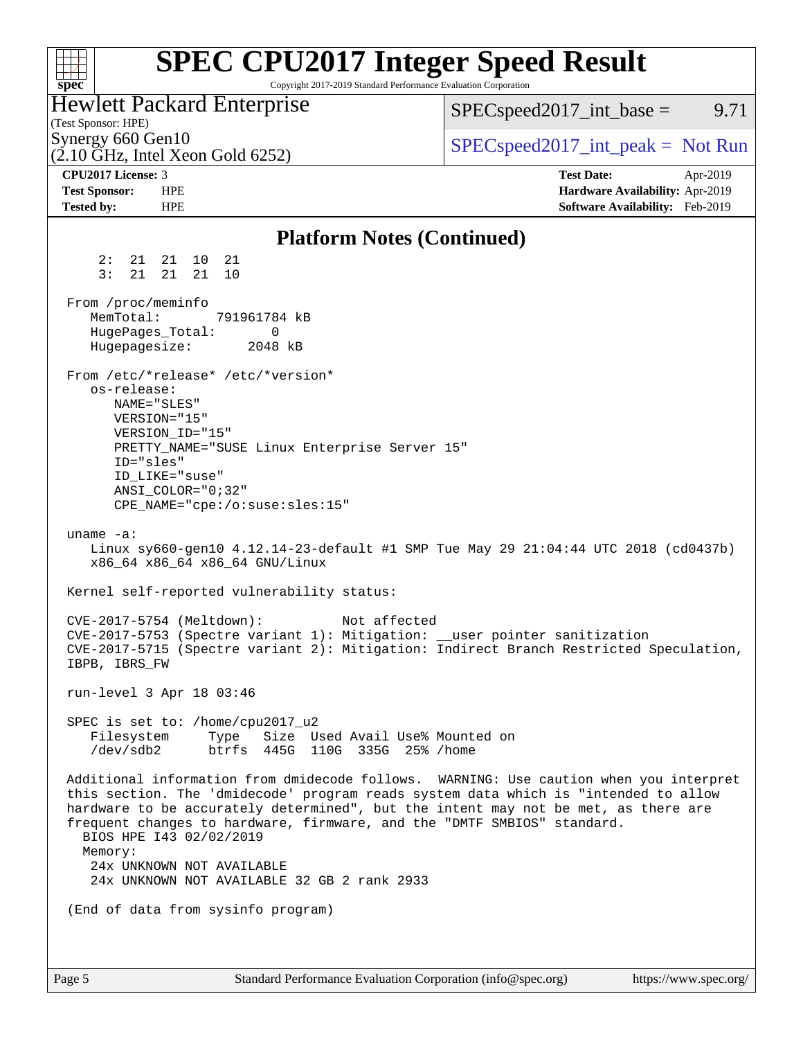# SPEC CPU2017 Integer Speed Result

Copyright 2017-2019 Standard Performance Evaluation Corporation

**Hewlett Packard Enterprise**
(Test Sponsor: HPE)
Synergy 660 Gen10
(2.10 GHz, Intel Xeon Gold 6252)

SPECspeed2017_int_base = 9.71

SPECspeed2017_int_peak = Not Run

**CPU2017 License:** 3
**Test Sponsor:** HPE
**Tested by:** HPE

**Test Date:** Apr-2019
**Hardware Availability:** Apr-2019
**Software Availability:** Feb-2019

## Platform Notes (Continued)

```
     2:  21  21  10  21
     3:  21  21  21  10

 From /proc/meminfo
    MemTotal:       791961784 kB
    HugePages_Total:       0
    Hugepagesize:       2048 kB

 From /etc/*release* /etc/*version*
    os-release:
       NAME="SLES"
       VERSION="15"
       VERSION_ID="15"
       PRETTY_NAME="SUSE Linux Enterprise Server 15"
       ID="sles"
       ID_LIKE="suse"
       ANSI_COLOR="0;32"
       CPE_NAME="cpe:/o:suse:sles:15"

 uname -a:
    Linux sy660-gen10 4.12.14-23-default #1 SMP Tue May 29 21:04:44 UTC 2018 (cd0437b)
    x86_64 x86_64 x86_64 GNU/Linux

 Kernel self-reported vulnerability status:

 CVE-2017-5754 (Meltdown):          Not affected
 CVE-2017-5753 (Spectre variant 1): Mitigation: __user pointer sanitization
 CVE-2017-5715 (Spectre variant 2): Mitigation: Indirect Branch Restricted Speculation,
 IBPB, IBRS_FW

 run-level 3 Apr 18 03:46

 SPEC is set to: /home/cpu2017_u2
    Filesystem     Type   Size  Used Avail Use% Mounted on
    /dev/sdb2      btrfs  445G  110G  335G  25% /home

 Additional information from dmidecode follows.  WARNING: Use caution when you interpret
 this section. The 'dmidecode' program reads system data which is "intended to allow
 hardware to be accurately determined", but the intent may not be met, as there are
 frequent changes to hardware, firmware, and the "DMTF SMBIOS" standard.
   BIOS HPE I43 02/02/2019
   Memory:
    24x UNKNOWN NOT AVAILABLE
    24x UNKNOWN NOT AVAILABLE 32 GB 2 rank 2933

 (End of data from sysinfo program)
```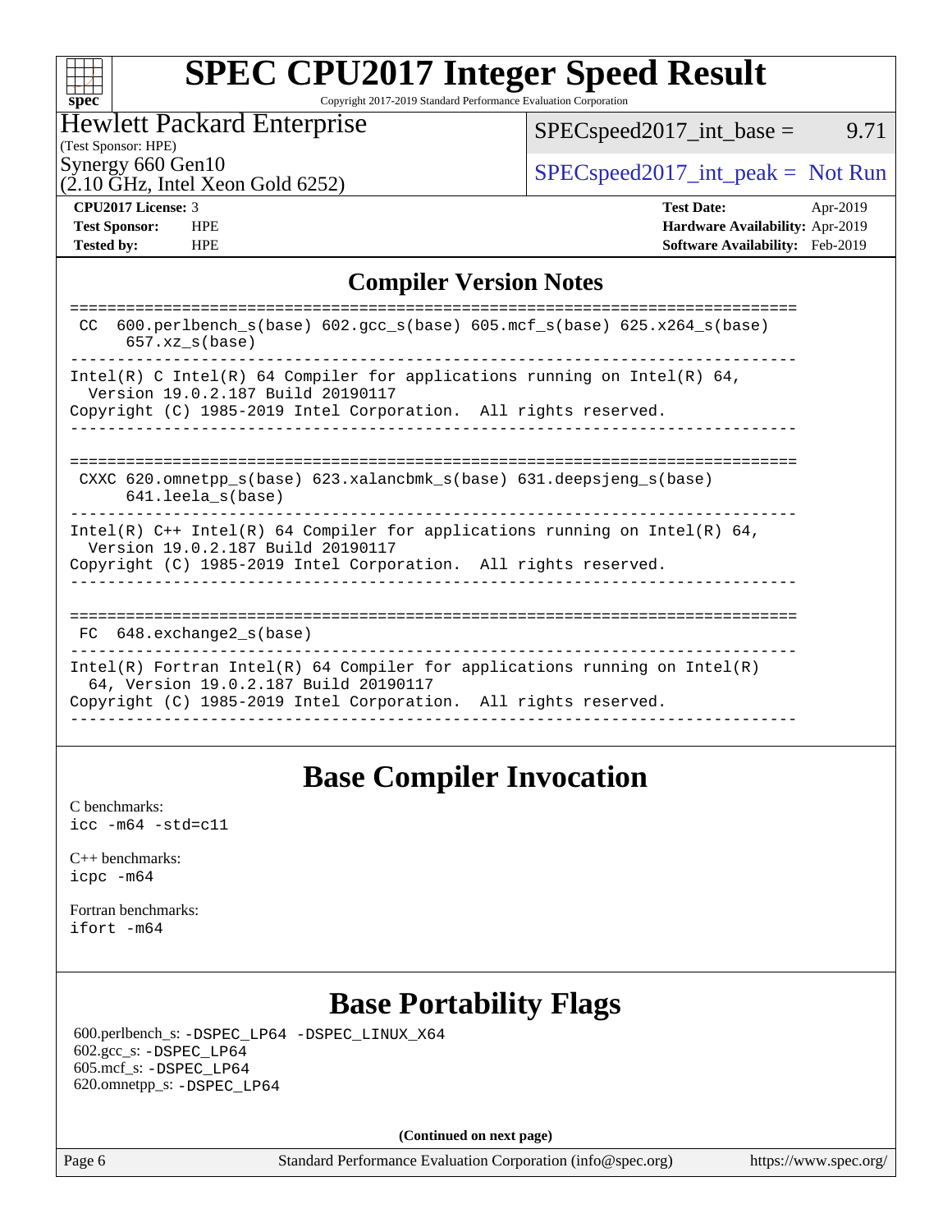# SPEC CPU2017 Integer Speed Result

Copyright 2017-2019 Standard Performance Evaluation Corporation

Hewlett Packard Enterprise
(Test Sponsor: HPE)
Synergy 660 Gen10
(2.10 GHz, Intel Xeon Gold 6252)

SPECspeed2017_int_base = 9.71

SPECspeed2017_int_peak = Not Run

| | | | |
|---|---|---|---|
| **CPU2017 License:** | 3 | **Test Date:** | Apr-2019 |
| **Test Sponsor:** | HPE | **Hardware Availability:** | Apr-2019 |
| **Tested by:** | HPE | **Software Availability:** | Feb-2019 |

## Compiler Version Notes

```
==============================================================================
 CC  600.perlbench_s(base) 602.gcc_s(base) 605.mcf_s(base) 625.x264_s(base)
      657.xz_s(base)
------------------------------------------------------------------------------
Intel(R) C Intel(R) 64 Compiler for applications running on Intel(R) 64,
  Version 19.0.2.187 Build 20190117
Copyright (C) 1985-2019 Intel Corporation.  All rights reserved.
------------------------------------------------------------------------------

==============================================================================
 CXXC 620.omnetpp_s(base) 623.xalancbmk_s(base) 631.deepsjeng_s(base)
      641.leela_s(base)
------------------------------------------------------------------------------
Intel(R) C++ Intel(R) 64 Compiler for applications running on Intel(R) 64,
  Version 19.0.2.187 Build 20190117
Copyright (C) 1985-2019 Intel Corporation.  All rights reserved.
------------------------------------------------------------------------------

==============================================================================
 FC  648.exchange2_s(base)
------------------------------------------------------------------------------
Intel(R) Fortran Intel(R) 64 Compiler for applications running on Intel(R)
  64, Version 19.0.2.187 Build 20190117
Copyright (C) 1985-2019 Intel Corporation.  All rights reserved.
------------------------------------------------------------------------------
```

## Base Compiler Invocation

C benchmarks:
`icc -m64 -std=c11`

C++ benchmarks:
`icpc -m64`

Fortran benchmarks:
`ifort -m64`

## Base Portability Flags

600.perlbench_s: `-DSPEC_LP64 -DSPEC_LINUX_X64`
602.gcc_s: `-DSPEC_LP64`
605.mcf_s: `-DSPEC_LP64`
620.omnetpp_s: `-DSPEC_LP64`

**(Continued on next page)**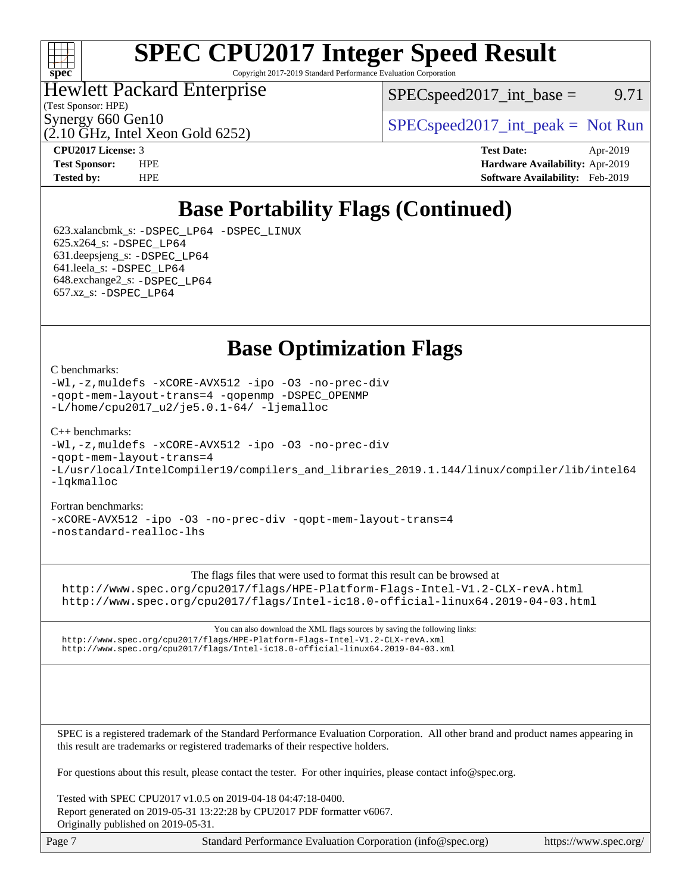# SPEC CPU2017 Integer Speed Result

Copyright 2017-2019 Standard Performance Evaluation Corporation

**Hewlett Packard Enterprise**
(Test Sponsor: HPE)
Synergy 660 Gen10
(2.10 GHz, Intel Xeon Gold 6252)

SPECspeed2017_int_base = 9.71

SPECspeed2017_int_peak = Not Run

**CPU2017 License:** 3
**Test Sponsor:** HPE
**Tested by:** HPE

**Test Date:** Apr-2019
**Hardware Availability:** Apr-2019
**Software Availability:** Feb-2019

## Base Portability Flags (Continued)

623.xalancbmk_s: -DSPEC_LP64 -DSPEC_LINUX
625.x264_s: -DSPEC_LP64
631.deepsjeng_s: -DSPEC_LP64
641.leela_s: -DSPEC_LP64
648.exchange2_s: -DSPEC_LP64
657.xz_s: -DSPEC_LP64

## Base Optimization Flags

C benchmarks:

```
-Wl,-z,muldefs -xCORE-AVX512 -ipo -O3 -no-prec-div
-qopt-mem-layout-trans=4 -qopenmp -DSPEC_OPENMP
-L/home/cpu2017_u2/je5.0.1-64/ -ljemalloc
```

C++ benchmarks:

```
-Wl,-z,muldefs -xCORE-AVX512 -ipo -O3 -no-prec-div
-qopt-mem-layout-trans=4
-L/usr/local/IntelCompiler19/compilers_and_libraries_2019.1.144/linux/compiler/lib/intel64
-lqkmalloc
```

Fortran benchmarks:

```
-xCORE-AVX512 -ipo -O3 -no-prec-div -qopt-mem-layout-trans=4
-nostandard-realloc-lhs
```

The flags files that were used to format this result can be browsed at
http://www.spec.org/cpu2017/flags/HPE-Platform-Flags-Intel-V1.2-CLX-revA.html
http://www.spec.org/cpu2017/flags/Intel-ic18.0-official-linux64.2019-04-03.html

You can also download the XML flags sources by saving the following links:
http://www.spec.org/cpu2017/flags/HPE-Platform-Flags-Intel-V1.2-CLX-revA.xml
http://www.spec.org/cpu2017/flags/Intel-ic18.0-official-linux64.2019-04-03.xml

SPEC is a registered trademark of the Standard Performance Evaluation Corporation. All other brand and product names appearing in this result are trademarks or registered trademarks of their respective holders.

For questions about this result, please contact the tester. For other inquiries, please contact info@spec.org.

Tested with SPEC CPU2017 v1.0.5 on 2019-04-18 04:47:18-0400.
Report generated on 2019-05-31 13:22:28 by CPU2017 PDF formatter v6067.
Originally published on 2019-05-31.